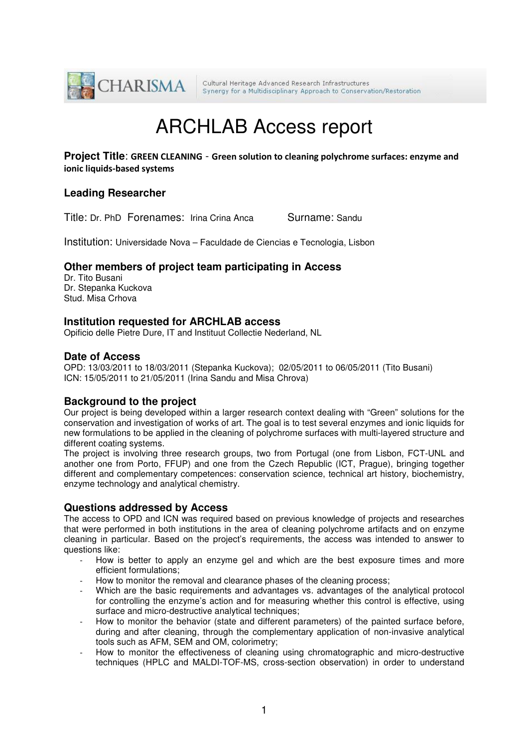CHARISMA — Cultural Heritage Advanced Research Infrastructures: Synergy for a Multidisciplinary Approach to Conservation/Restoration

# ARCHLAB Access report

**Project Title**: **GREEN CLEANING** - **Green solution to cleaning polychrome surfaces: enzyme and ionic liquids-based systems**

## Leading Researcher

Title: Dr. PhD Forenames: Irina Crina Anca Surname: Sandu

Institution: Universidade Nova – Faculdade de Ciencias e Tecnologia, Lisbon

## Other members of project team participating in Access

Dr. Tito Busani
Dr. Stepanka Kuckova
Stud. Misa Crhova

## Institution requested for ARCHLAB access

Opificio delle Pietre Dure, IT and Instituut Collectie Nederland, NL

## Date of Access

OPD: 13/03/2011 to 18/03/2011 (Stepanka Kuckova); 02/05/2011 to 06/05/2011 (Tito Busani)
ICN: 15/05/2011 to 21/05/2011 (Irina Sandu and Misa Chrova)

## Background to the project

Our project is being developed within a larger research context dealing with "Green" solutions for the conservation and investigation of works of art. The goal is to test several enzymes and ionic liquids for new formulations to be applied in the cleaning of polychrome surfaces with multi-layered structure and different coating systems.
The project is involving three research groups, two from Portugal (one from Lisbon, FCT-UNL and another one from Porto, FFUP) and one from the Czech Republic (ICT, Prague), bringing together different and complementary competences: conservation science, technical art history, biochemistry, enzyme technology and analytical chemistry.

## Questions addressed by Access

The access to OPD and ICN was required based on previous knowledge of projects and researches that were performed in both institutions in the area of cleaning polychrome artifacts and on enzyme cleaning in particular. Based on the project's requirements, the access was intended to answer to questions like:

- How is better to apply an enzyme gel and which are the best exposure times and more efficient formulations;
- How to monitor the removal and clearance phases of the cleaning process;
- Which are the basic requirements and advantages vs. advantages of the analytical protocol for controlling the enzyme's action and for measuring whether this control is effective, using surface and micro-destructive analytical techniques;
- How to monitor the behavior (state and different parameters) of the painted surface before, during and after cleaning, through the complementary application of non-invasive analytical tools such as AFM, SEM and OM, colorimetry;
- How to monitor the effectiveness of cleaning using chromatographic and micro-destructive techniques (HPLC and MALDI-TOF-MS, cross-section observation) in order to understand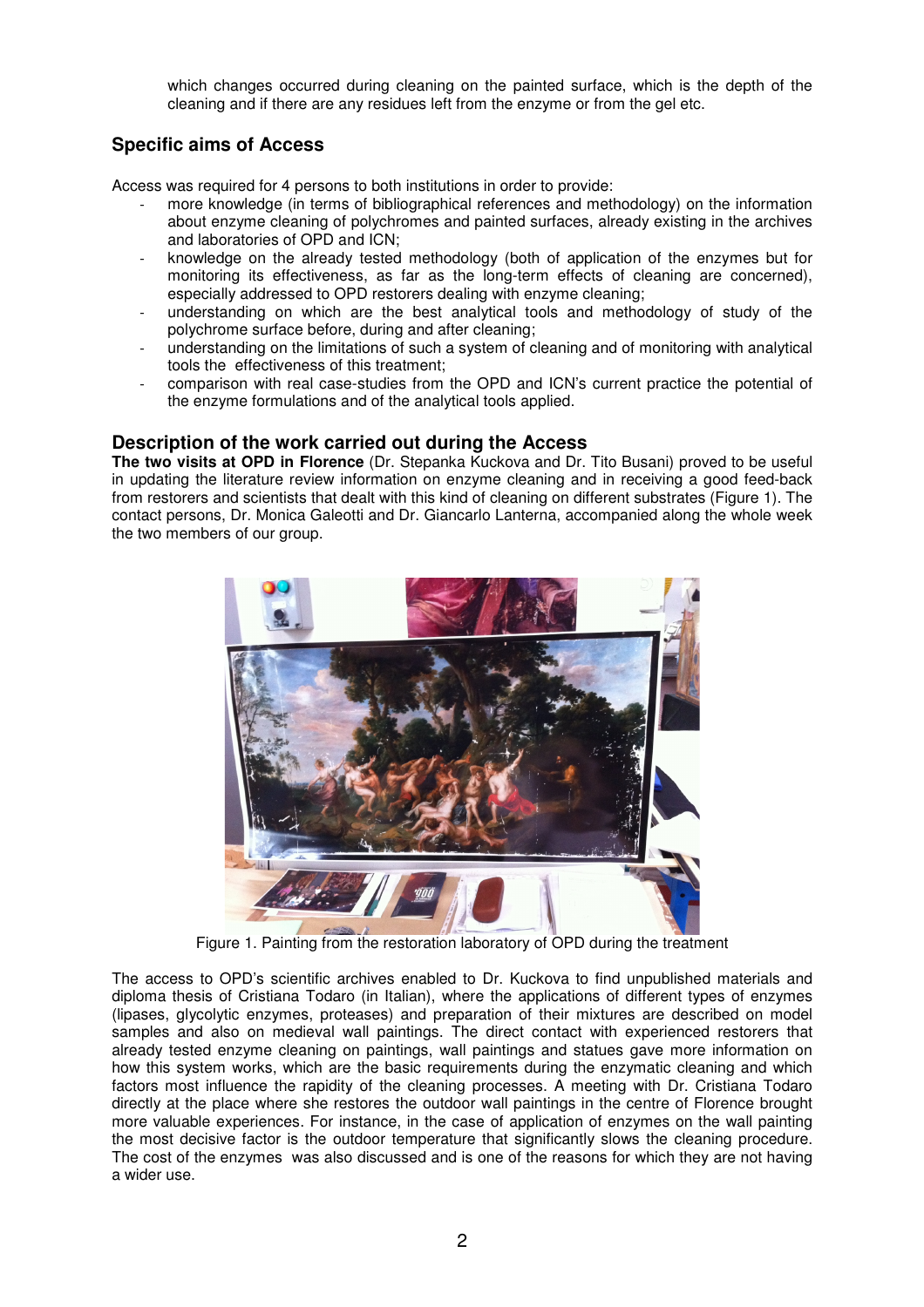which changes occurred during cleaning on the painted surface, which is the depth of the cleaning and if there are any residues left from the enzyme or from the gel etc.

## Specific aims of Access

Access was required for 4 persons to both institutions in order to provide:

- more knowledge (in terms of bibliographical references and methodology) on the information about enzyme cleaning of polychromes and painted surfaces, already existing in the archives and laboratories of OPD and ICN;
- knowledge on the already tested methodology (both of application of the enzymes but for monitoring its effectiveness, as far as the long-term effects of cleaning are concerned), especially addressed to OPD restorers dealing with enzyme cleaning;
- understanding on which are the best analytical tools and methodology of study of the polychrome surface before, during and after cleaning;
- understanding on the limitations of such a system of cleaning and of monitoring with analytical tools the effectiveness of this treatment;
- comparison with real case-studies from the OPD and ICN's current practice the potential of the enzyme formulations and of the analytical tools applied.

## Description of the work carried out during the Access

**The two visits at OPD in Florence** (Dr. Stepanka Kuckova and Dr. Tito Busani) proved to be useful in updating the literature review information on enzyme cleaning and in receiving a good feed-back from restorers and scientists that dealt with this kind of cleaning on different substrates (Figure 1). The contact persons, Dr. Monica Galeotti and Dr. Giancarlo Lanterna, accompanied along the whole week the two members of our group.

Figure 1. Painting from the restoration laboratory of OPD during the treatment

The access to OPD's scientific archives enabled to Dr. Kuckova to find unpublished materials and diploma thesis of Cristiana Todaro (in Italian), where the applications of different types of enzymes (lipases, glycolytic enzymes, proteases) and preparation of their mixtures are described on model samples and also on medieval wall paintings. The direct contact with experienced restorers that already tested enzyme cleaning on paintings, wall paintings and statues gave more information on how this system works, which are the basic requirements during the enzymatic cleaning and which factors most influence the rapidity of the cleaning processes. A meeting with Dr. Cristiana Todaro directly at the place where she restores the outdoor wall paintings in the centre of Florence brought more valuable experiences. For instance, in the case of application of enzymes on the wall painting the most decisive factor is the outdoor temperature that significantly slows the cleaning procedure. The cost of the enzymes was also discussed and is one of the reasons for which they are not having a wider use.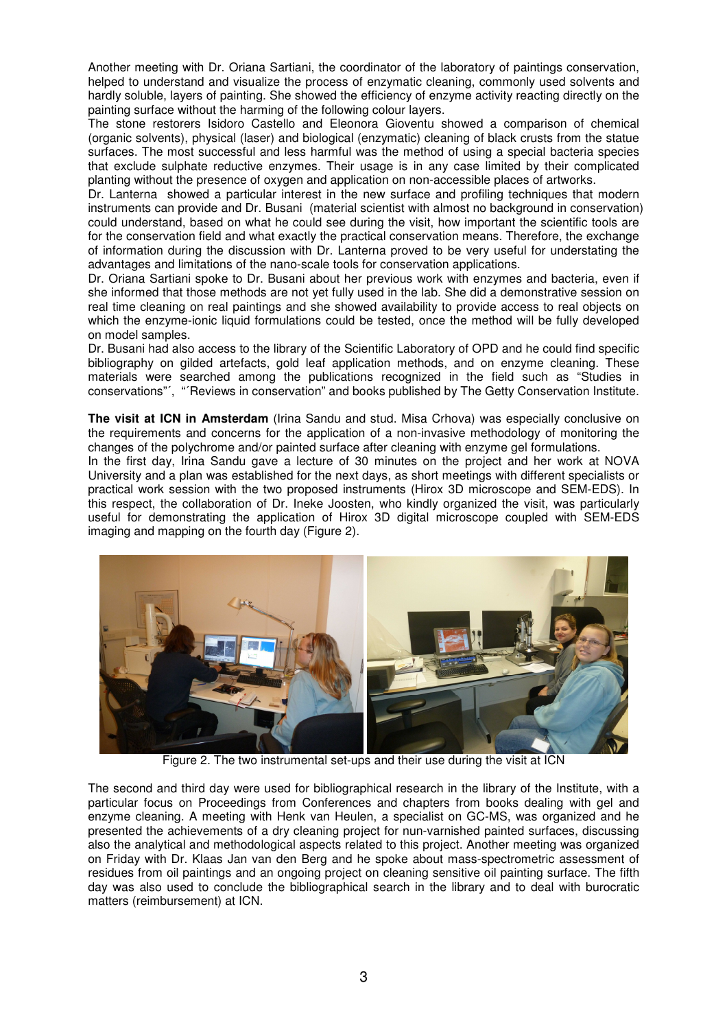Another meeting with Dr. Oriana Sartiani, the coordinator of the laboratory of paintings conservation, helped to understand and visualize the process of enzymatic cleaning, commonly used solvents and hardly soluble, layers of painting. She showed the efficiency of enzyme activity reacting directly on the painting surface without the harming of the following colour layers.

The stone restorers Isidoro Castello and Eleonora Gioventu showed a comparison of chemical (organic solvents), physical (laser) and biological (enzymatic) cleaning of black crusts from the statue surfaces. The most successful and less harmful was the method of using a special bacteria species that exclude sulphate reductive enzymes. Their usage is in any case limited by their complicated planting without the presence of oxygen and application on non-accessible places of artworks.

Dr. Lanterna showed a particular interest in the new surface and profiling techniques that modern instruments can provide and Dr. Busani (material scientist with almost no background in conservation) could understand, based on what he could see during the visit, how important the scientific tools are for the conservation field and what exactly the practical conservation means. Therefore, the exchange of information during the discussion with Dr. Lanterna proved to be very useful for understating the advantages and limitations of the nano-scale tools for conservation applications.

Dr. Oriana Sartiani spoke to Dr. Busani about her previous work with enzymes and bacteria, even if she informed that those methods are not yet fully used in the lab. She did a demonstrative session on real time cleaning on real paintings and she showed availability to provide access to real objects on which the enzyme-ionic liquid formulations could be tested, once the method will be fully developed on model samples.

Dr. Busani had also access to the library of the Scientific Laboratory of OPD and he could find specific bibliography on gilded artefacts, gold leaf application methods, and on enzyme cleaning. These materials were searched among the publications recognized in the field such as "Studies in conservations"´, "´Reviews in conservation" and books published by The Getty Conservation Institute.

**The visit at ICN in Amsterdam** (Irina Sandu and stud. Misa Crhova) was especially conclusive on the requirements and concerns for the application of a non-invasive methodology of monitoring the changes of the polychrome and/or painted surface after cleaning with enzyme gel formulations.

In the first day, Irina Sandu gave a lecture of 30 minutes on the project and her work at NOVA University and a plan was established for the next days, as short meetings with different specialists or practical work session with the two proposed instruments (Hirox 3D microscope and SEM-EDS). In this respect, the collaboration of Dr. Ineke Joosten, who kindly organized the visit, was particularly useful for demonstrating the application of Hirox 3D digital microscope coupled with SEM-EDS imaging and mapping on the fourth day (Figure 2).

Figure 2. The two instrumental set-ups and their use during the visit at ICN

The second and third day were used for bibliographical research in the library of the Institute, with a particular focus on Proceedings from Conferences and chapters from books dealing with gel and enzyme cleaning. A meeting with Henk van Heulen, a specialist on GC-MS, was organized and he presented the achievements of a dry cleaning project for nun-varnished painted surfaces, discussing also the analytical and methodological aspects related to this project. Another meeting was organized on Friday with Dr. Klaas Jan van den Berg and he spoke about mass-spectrometric assessment of residues from oil paintings and an ongoing project on cleaning sensitive oil painting surface. The fifth day was also used to conclude the bibliographical search in the library and to deal with burocratic matters (reimbursement) at ICN.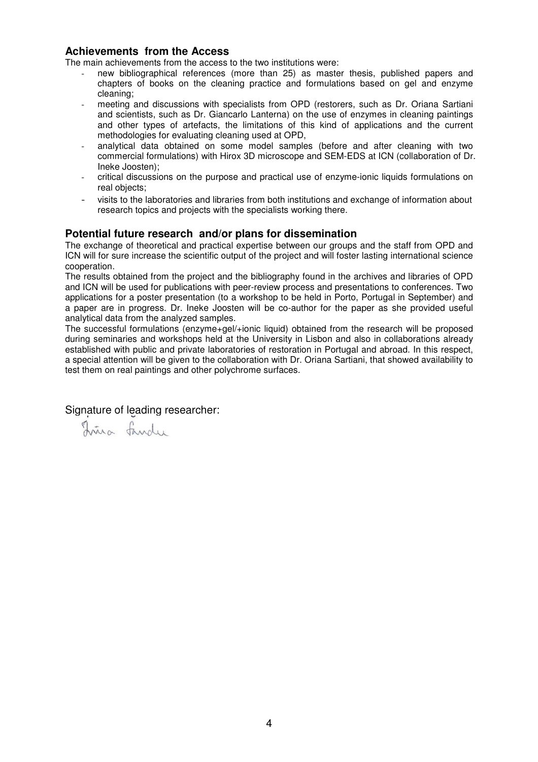## Achievements from the Access

The main achievements from the access to the two institutions were:

- new bibliographical references (more than 25) as master thesis, published papers and chapters of books on the cleaning practice and formulations based on gel and enzyme cleaning;
- meeting and discussions with specialists from OPD (restorers, such as Dr. Oriana Sartiani and scientists, such as Dr. Giancarlo Lanterna) on the use of enzymes in cleaning paintings and other types of artefacts, the limitations of this kind of applications and the current methodologies for evaluating cleaning used at OPD,
- analytical data obtained on some model samples (before and after cleaning with two commercial formulations) with Hirox 3D microscope and SEM-EDS at ICN (collaboration of Dr. Ineke Joosten);
- critical discussions on the purpose and practical use of enzyme-ionic liquids formulations on real objects;
- visits to the laboratories and libraries from both institutions and exchange of information about research topics and projects with the specialists working there.

## Potential future research and/or plans for dissemination

The exchange of theoretical and practical expertise between our groups and the staff from OPD and ICN will for sure increase the scientific output of the project and will foster lasting international science cooperation.

The results obtained from the project and the bibliography found in the archives and libraries of OPD and ICN will be used for publications with peer-review process and presentations to conferences. Two applications for a poster presentation (to a workshop to be held in Porto, Portugal in September) and a paper are in progress. Dr. Ineke Joosten will be co-author for the paper as she provided useful analytical data from the analyzed samples.

The successful formulations (enzyme+gel/+ionic liquid) obtained from the research will be proposed during seminaries and workshops held at the University in Lisbon and also in collaborations already established with public and private laboratories of restoration in Portugal and abroad. In this respect, a special attention will be given to the collaboration with Dr. Oriana Sartiani, that showed availability to test them on real paintings and other polychrome surfaces.

Signature of leading researcher:

Luia Fandu